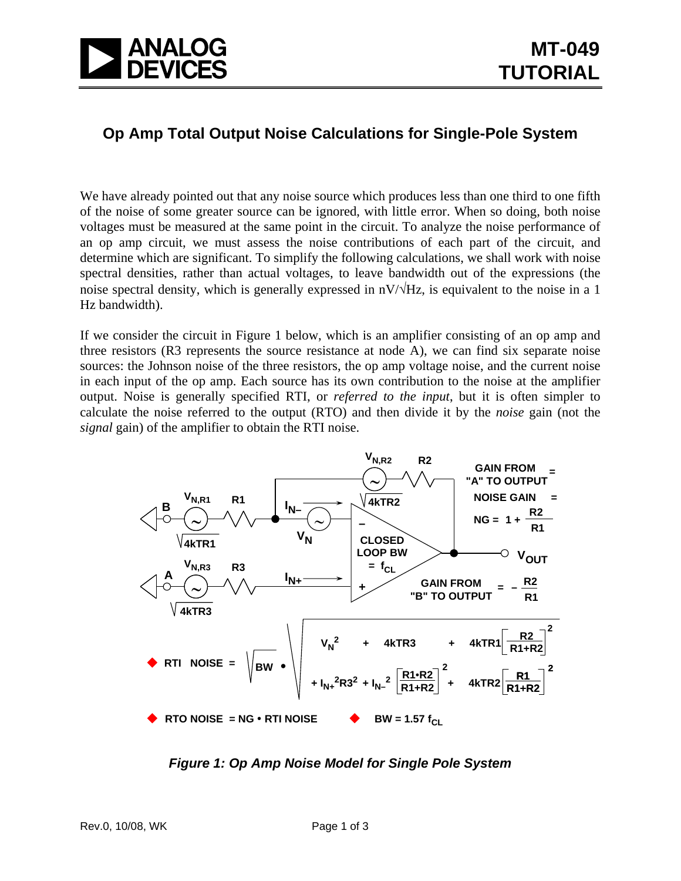# Op Amp Total Output Noise Calculations for Single-Pole System

We have already pointed out that any noise source which produces less than one third to one fifth of the noise of some greater source can be ignored, with little error. When so doing, both noise voltages must be measured at the same point in the circuit. To analyze the noise performance of an op amp circuit, we must assess the noise contributions of each part of the circuit, and determine which are significant. To simplify the following calculations, we shall work with noise spectral densities, rather than actual voltages, to leave bandwidth out of the expressions (the noise spectral density, which is generally expressed in nV/√Hz, is equivalent to the noise in a 1 Hz bandwidth).

If we consider the circuit in Figure 1 below, which is an amplifier consisting of an op amp and three resistors (R3 represents the source resistance at node A), we can find six separate noise sources: the Johnson noise of the three resistors, the op amp voltage noise, and the current noise in each input of the op amp. Each source has its own contribution to the noise at the amplifier output. Noise is generally specified RTI, or *referred to the input*, but it is often simpler to calculate the noise referred to the output (RTO) and then divide it by the *noise* gain (not the *signal* gain) of the amplifier to obtain the RTI noise.

Gain from "A" to output = Noise gain = $NG = 1 + \frac{R2}{R1}$

Gain from "B" to output $= -\frac{R2}{R1}$

Closed loop BW $= f_{CL}$

Noise sources: $V_{N,R1} = \sqrt{4kTR1}$, $V_{N,R2} = \sqrt{4kTR2}$, $V_{N,R3} = \sqrt{4kTR3}$, $V_N$, $I_{N-}$, $I_{N+}$

- RTI NOISE $= \sqrt{BW} \cdot \sqrt{V_N^2 + 4kTR3 + 4kTR1\left[\frac{R2}{R1+R2}\right]^2 + I_{N+}^2R3^2 + I_{N-}^2\left[\frac{R1 \cdot R2}{R1+R2}\right]^2 + 4kTR2\left[\frac{R1}{R1+R2}\right]^2}$

- RTO NOISE = NG • RTI NOISE

- $BW = 1.57\ f_{CL}$

*Figure 1: Op Amp Noise Model for Single Pole System*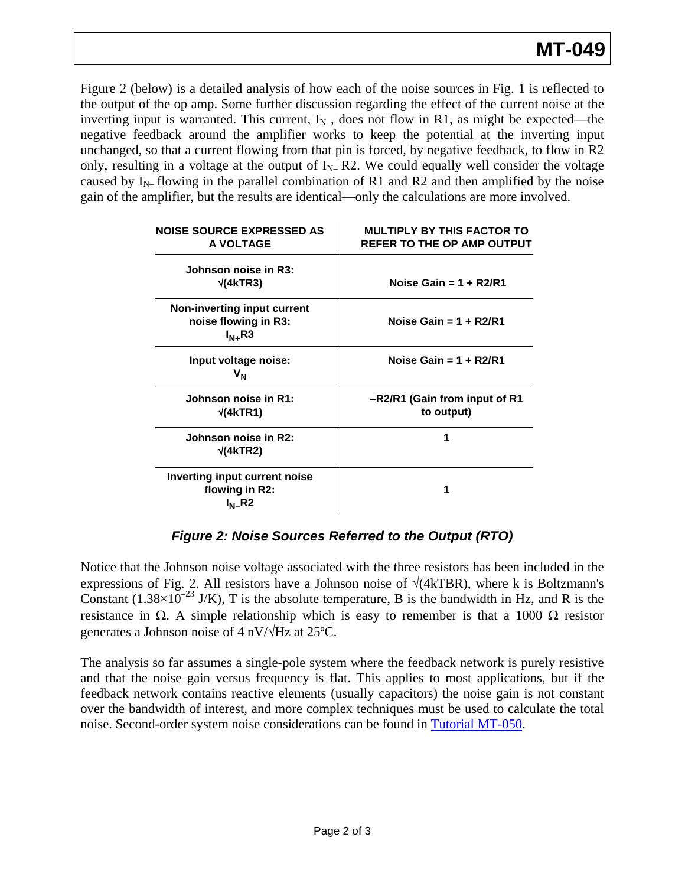Figure 2 (below) is a detailed analysis of how each of the noise sources in Fig. 1 is reflected to the output of the op amp. Some further discussion regarding the effect of the current noise at the inverting input is warranted. This current, $I_{N-}$, does not flow in R1, as might be expected—the negative feedback around the amplifier works to keep the potential at the inverting input unchanged, so that a current flowing from that pin is forced, by negative feedback, to flow in R2 only, resulting in a voltage at the output of $I_{N-}$ R2. We could equally well consider the voltage caused by $I_{N-}$ flowing in the parallel combination of R1 and R2 and then amplified by the noise gain of the amplifier, but the results are identical—only the calculations are more involved.

| NOISE SOURCE EXPRESSED AS A VOLTAGE | MULTIPLY BY THIS FACTOR TO REFER TO THE OP AMP OUTPUT |
|---|---|
| Johnson noise in R3: $\sqrt{4kTR3}$ | Noise Gain = 1 + R2/R1 |
| Non-inverting input current noise flowing in R3: $I_{N+}R3$ | Noise Gain = 1 + R2/R1 |
| Input voltage noise: $V_N$ | Noise Gain = 1 + R2/R1 |
| Johnson noise in R1: $\sqrt{4kTR1}$ | –R2/R1 (Gain from input of R1 to output) |
| Johnson noise in R2: $\sqrt{4kTR2}$ | 1 |
| Inverting input current noise flowing in R2: $I_{N-}R2$ | 1 |

***Figure 2: Noise Sources Referred to the Output (RTO)***

Notice that the Johnson noise voltage associated with the three resistors has been included in the expressions of Fig. 2. All resistors have a Johnson noise of $\sqrt{4kTBR}$, where k is Boltzmann's Constant ($1.38\times10^{-23}$ J/K), T is the absolute temperature, B is the bandwidth in Hz, and R is the resistance in Ω. A simple relationship which is easy to remember is that a 1000 Ω resistor generates a Johnson noise of 4 nV/√Hz at 25ºC.

The analysis so far assumes a single-pole system where the feedback network is purely resistive and that the noise gain versus frequency is flat. This applies to most applications, but if the feedback network contains reactive elements (usually capacitors) the noise gain is not constant over the bandwidth of interest, and more complex techniques must be used to calculate the total noise. Second-order system noise considerations can be found in Tutorial MT-050.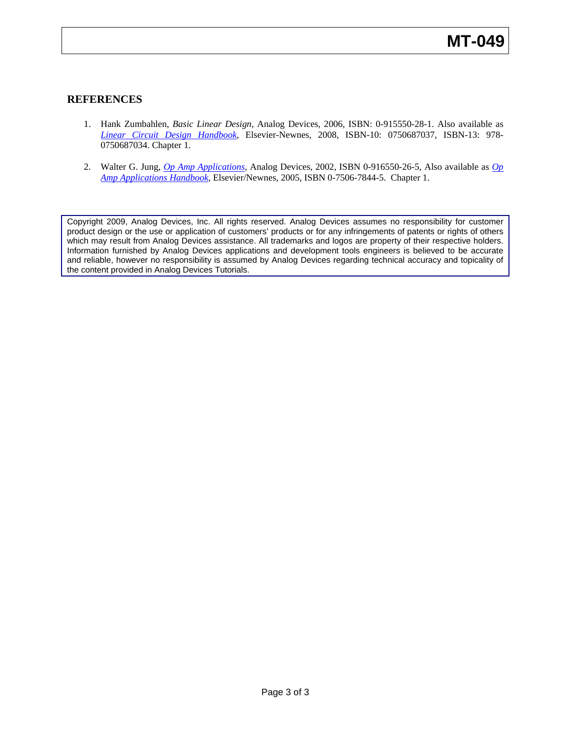## REFERENCES

1. Hank Zumbahlen, *Basic Linear Design*, Analog Devices, 2006, ISBN: 0-915550-28-1. Also available as *Linear Circuit Design Handbook*, Elsevier-Newnes, 2008, ISBN-10: 0750687037, ISBN-13: 978-0750687034. Chapter 1.

2. Walter G. Jung, *Op Amp Applications*, Analog Devices, 2002, ISBN 0-916550-26-5, Also available as *Op Amp Applications Handbook*, Elsevier/Newnes, 2005, ISBN 0-7506-7844-5. Chapter 1.

Copyright 2009, Analog Devices, Inc. All rights reserved. Analog Devices assumes no responsibility for customer product design or the use or application of customers' products or for any infringements of patents or rights of others which may result from Analog Devices assistance. All trademarks and logos are property of their respective holders. Information furnished by Analog Devices applications and development tools engineers is believed to be accurate and reliable, however no responsibility is assumed by Analog Devices regarding technical accuracy and topicality of the content provided in Analog Devices Tutorials.